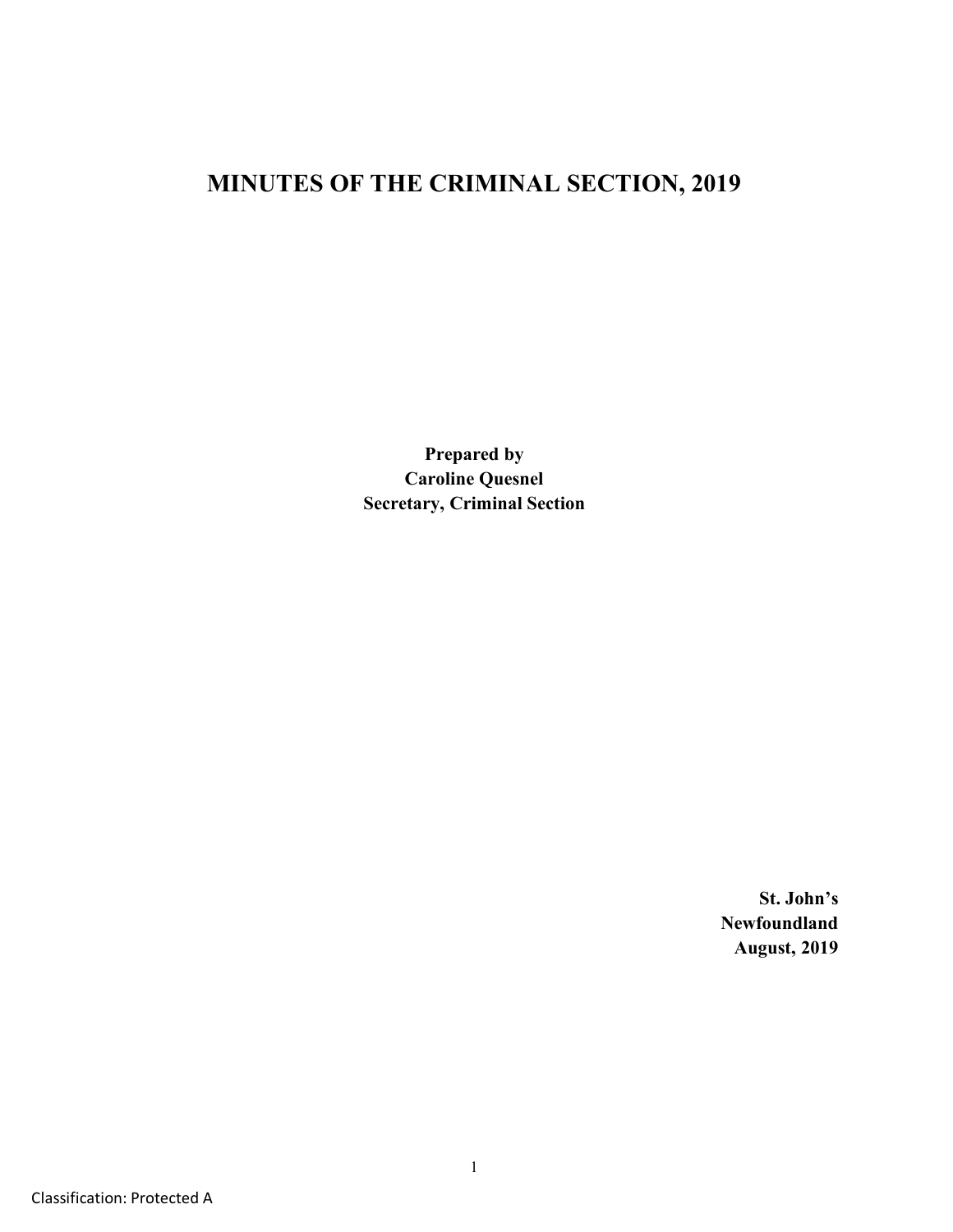# MINUTES OF THE CRIMINAL SECTION, 2019

**Prepared by**
**Caroline Quesnel**
**Secretary, Criminal Section**

**St. John's**
**Newfoundland**
**August, 2019**

Classification: Protected A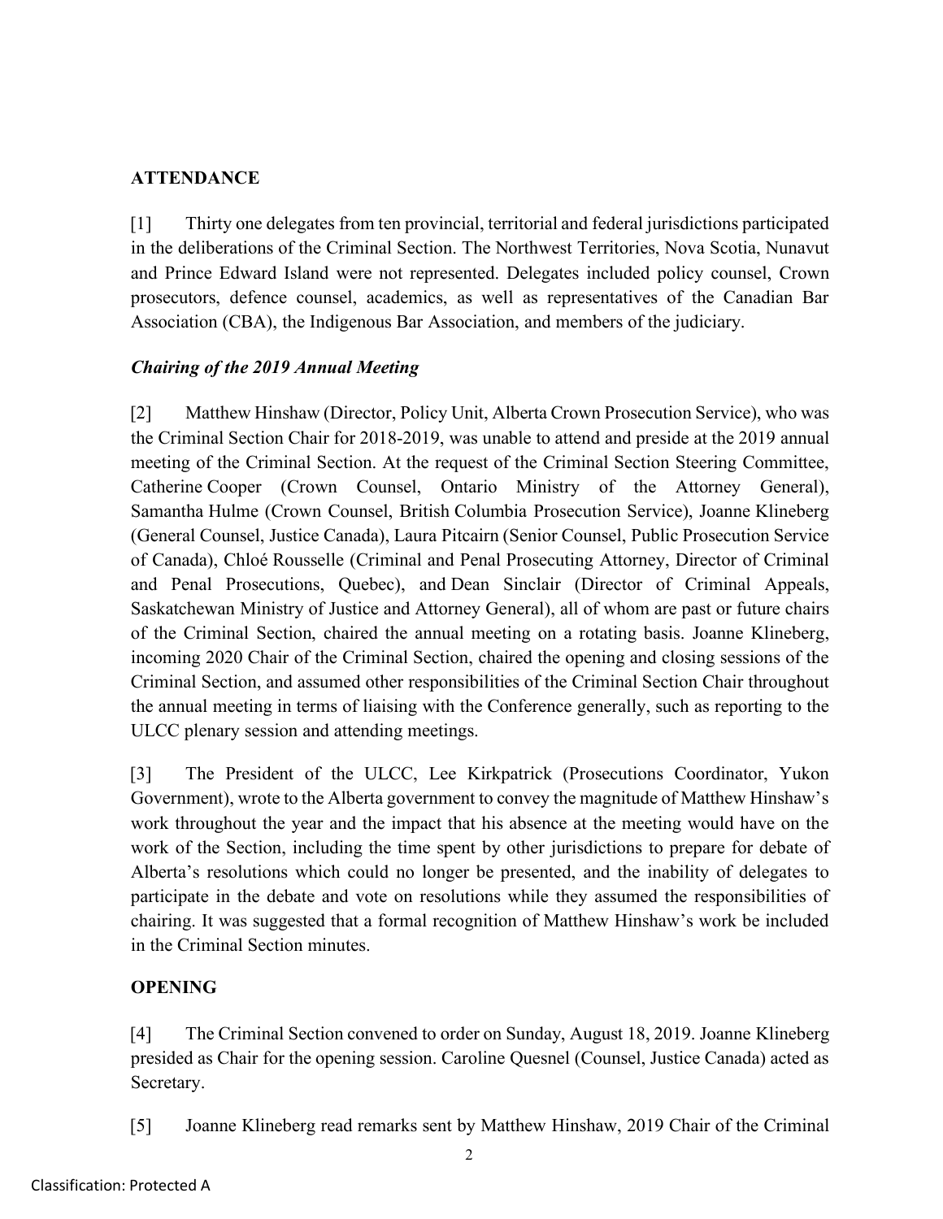## ATTENDANCE

[1] Thirty one delegates from ten provincial, territorial and federal jurisdictions participated in the deliberations of the Criminal Section. The Northwest Territories, Nova Scotia, Nunavut and Prince Edward Island were not represented. Delegates included policy counsel, Crown prosecutors, defence counsel, academics, as well as representatives of the Canadian Bar Association (CBA), the Indigenous Bar Association, and members of the judiciary.

### *Chairing of the 2019 Annual Meeting*

[2] Matthew Hinshaw (Director, Policy Unit, Alberta Crown Prosecution Service), who was the Criminal Section Chair for 2018-2019, was unable to attend and preside at the 2019 annual meeting of the Criminal Section. At the request of the Criminal Section Steering Committee, Catherine Cooper (Crown Counsel, Ontario Ministry of the Attorney General), Samantha Hulme (Crown Counsel, British Columbia Prosecution Service), Joanne Klineberg (General Counsel, Justice Canada), Laura Pitcairn (Senior Counsel, Public Prosecution Service of Canada), Chloé Rousselle (Criminal and Penal Prosecuting Attorney, Director of Criminal and Penal Prosecutions, Quebec), and Dean Sinclair (Director of Criminal Appeals, Saskatchewan Ministry of Justice and Attorney General), all of whom are past or future chairs of the Criminal Section, chaired the annual meeting on a rotating basis. Joanne Klineberg, incoming 2020 Chair of the Criminal Section, chaired the opening and closing sessions of the Criminal Section, and assumed other responsibilities of the Criminal Section Chair throughout the annual meeting in terms of liaising with the Conference generally, such as reporting to the ULCC plenary session and attending meetings.

[3] The President of the ULCC, Lee Kirkpatrick (Prosecutions Coordinator, Yukon Government), wrote to the Alberta government to convey the magnitude of Matthew Hinshaw's work throughout the year and the impact that his absence at the meeting would have on the work of the Section, including the time spent by other jurisdictions to prepare for debate of Alberta's resolutions which could no longer be presented, and the inability of delegates to participate in the debate and vote on resolutions while they assumed the responsibilities of chairing. It was suggested that a formal recognition of Matthew Hinshaw's work be included in the Criminal Section minutes.

## OPENING

[4] The Criminal Section convened to order on Sunday, August 18, 2019. Joanne Klineberg presided as Chair for the opening session. Caroline Quesnel (Counsel, Justice Canada) acted as Secretary.

[5] Joanne Klineberg read remarks sent by Matthew Hinshaw, 2019 Chair of the Criminal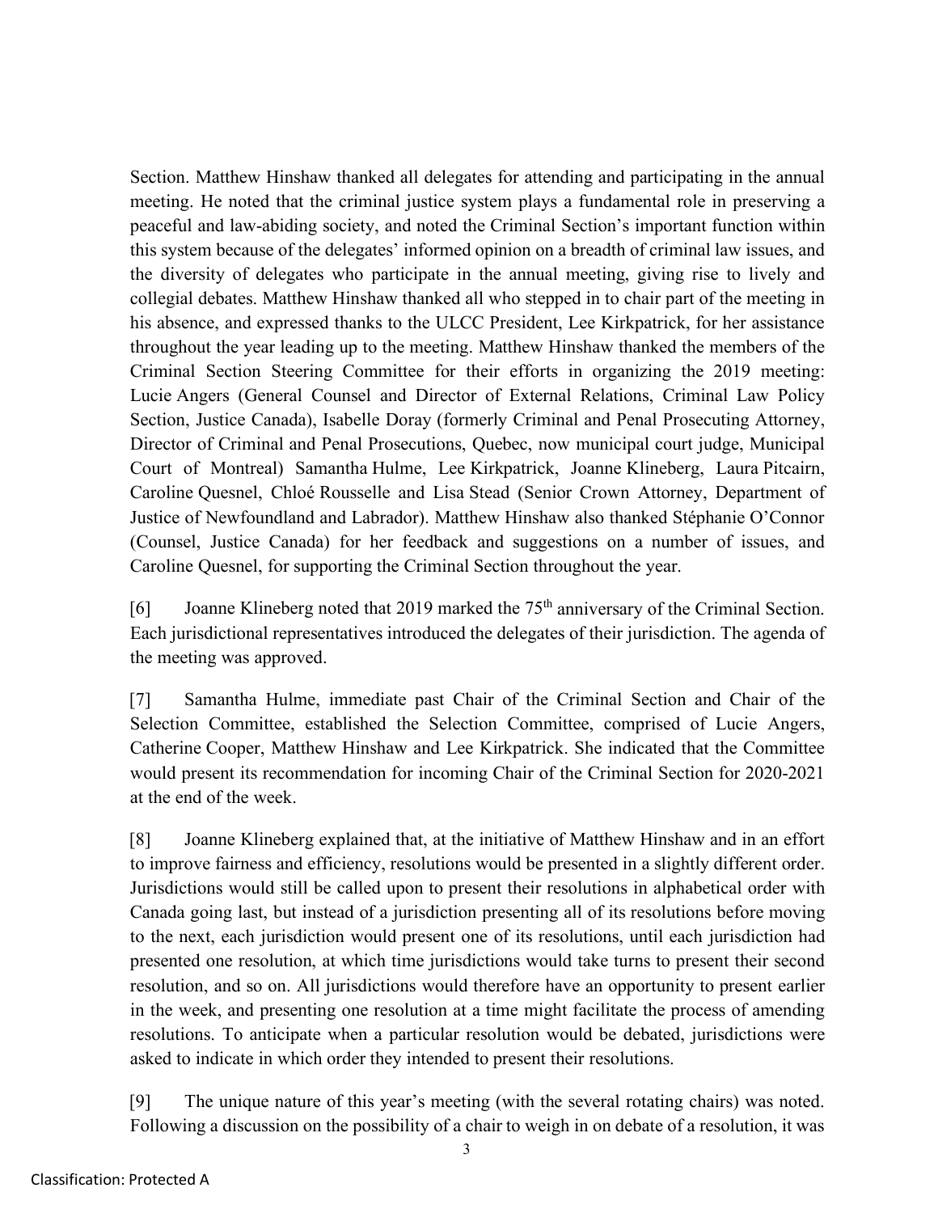Section. Matthew Hinshaw thanked all delegates for attending and participating in the annual meeting. He noted that the criminal justice system plays a fundamental role in preserving a peaceful and law-abiding society, and noted the Criminal Section's important function within this system because of the delegates' informed opinion on a breadth of criminal law issues, and the diversity of delegates who participate in the annual meeting, giving rise to lively and collegial debates. Matthew Hinshaw thanked all who stepped in to chair part of the meeting in his absence, and expressed thanks to the ULCC President, Lee Kirkpatrick, for her assistance throughout the year leading up to the meeting. Matthew Hinshaw thanked the members of the Criminal Section Steering Committee for their efforts in organizing the 2019 meeting: Lucie Angers (General Counsel and Director of External Relations, Criminal Law Policy Section, Justice Canada), Isabelle Doray (formerly Criminal and Penal Prosecuting Attorney, Director of Criminal and Penal Prosecutions, Quebec, now municipal court judge, Municipal Court of Montreal) Samantha Hulme, Lee Kirkpatrick, Joanne Klineberg, Laura Pitcairn, Caroline Quesnel, Chloé Rousselle and Lisa Stead (Senior Crown Attorney, Department of Justice of Newfoundland and Labrador). Matthew Hinshaw also thanked Stéphanie O'Connor (Counsel, Justice Canada) for her feedback and suggestions on a number of issues, and Caroline Quesnel, for supporting the Criminal Section throughout the year.

[6] Joanne Klineberg noted that 2019 marked the 75th anniversary of the Criminal Section. Each jurisdictional representatives introduced the delegates of their jurisdiction. The agenda of the meeting was approved.

[7] Samantha Hulme, immediate past Chair of the Criminal Section and Chair of the Selection Committee, established the Selection Committee, comprised of Lucie Angers, Catherine Cooper, Matthew Hinshaw and Lee Kirkpatrick. She indicated that the Committee would present its recommendation for incoming Chair of the Criminal Section for 2020-2021 at the end of the week.

[8] Joanne Klineberg explained that, at the initiative of Matthew Hinshaw and in an effort to improve fairness and efficiency, resolutions would be presented in a slightly different order. Jurisdictions would still be called upon to present their resolutions in alphabetical order with Canada going last, but instead of a jurisdiction presenting all of its resolutions before moving to the next, each jurisdiction would present one of its resolutions, until each jurisdiction had presented one resolution, at which time jurisdictions would take turns to present their second resolution, and so on. All jurisdictions would therefore have an opportunity to present earlier in the week, and presenting one resolution at a time might facilitate the process of amending resolutions. To anticipate when a particular resolution would be debated, jurisdictions were asked to indicate in which order they intended to present their resolutions.

[9] The unique nature of this year's meeting (with the several rotating chairs) was noted. Following a discussion on the possibility of a chair to weigh in on debate of a resolution, it was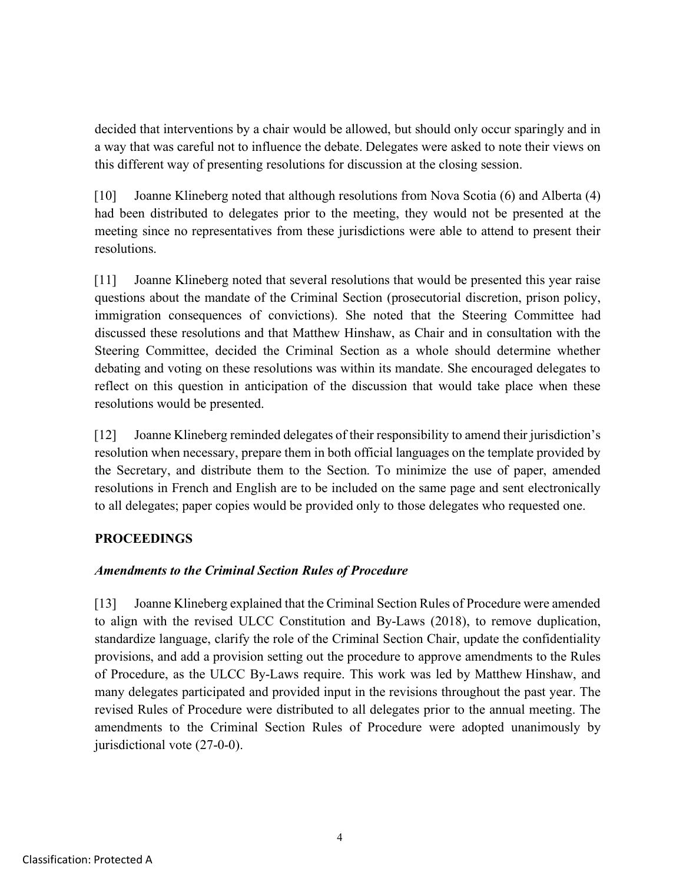decided that interventions by a chair would be allowed, but should only occur sparingly and in a way that was careful not to influence the debate. Delegates were asked to note their views on this different way of presenting resolutions for discussion at the closing session.

[10] Joanne Klineberg noted that although resolutions from Nova Scotia (6) and Alberta (4) had been distributed to delegates prior to the meeting, they would not be presented at the meeting since no representatives from these jurisdictions were able to attend to present their resolutions.

[11] Joanne Klineberg noted that several resolutions that would be presented this year raise questions about the mandate of the Criminal Section (prosecutorial discretion, prison policy, immigration consequences of convictions). She noted that the Steering Committee had discussed these resolutions and that Matthew Hinshaw, as Chair and in consultation with the Steering Committee, decided the Criminal Section as a whole should determine whether debating and voting on these resolutions was within its mandate. She encouraged delegates to reflect on this question in anticipation of the discussion that would take place when these resolutions would be presented.

[12] Joanne Klineberg reminded delegates of their responsibility to amend their jurisdiction's resolution when necessary, prepare them in both official languages on the template provided by the Secretary, and distribute them to the Section. To minimize the use of paper, amended resolutions in French and English are to be included on the same page and sent electronically to all delegates; paper copies would be provided only to those delegates who requested one.

## PROCEEDINGS

### *Amendments to the Criminal Section Rules of Procedure*

[13] Joanne Klineberg explained that the Criminal Section Rules of Procedure were amended to align with the revised ULCC Constitution and By-Laws (2018), to remove duplication, standardize language, clarify the role of the Criminal Section Chair, update the confidentiality provisions, and add a provision setting out the procedure to approve amendments to the Rules of Procedure, as the ULCC By-Laws require. This work was led by Matthew Hinshaw, and many delegates participated and provided input in the revisions throughout the past year. The revised Rules of Procedure were distributed to all delegates prior to the annual meeting. The amendments to the Criminal Section Rules of Procedure were adopted unanimously by jurisdictional vote (27-0-0).

Classification: Protected A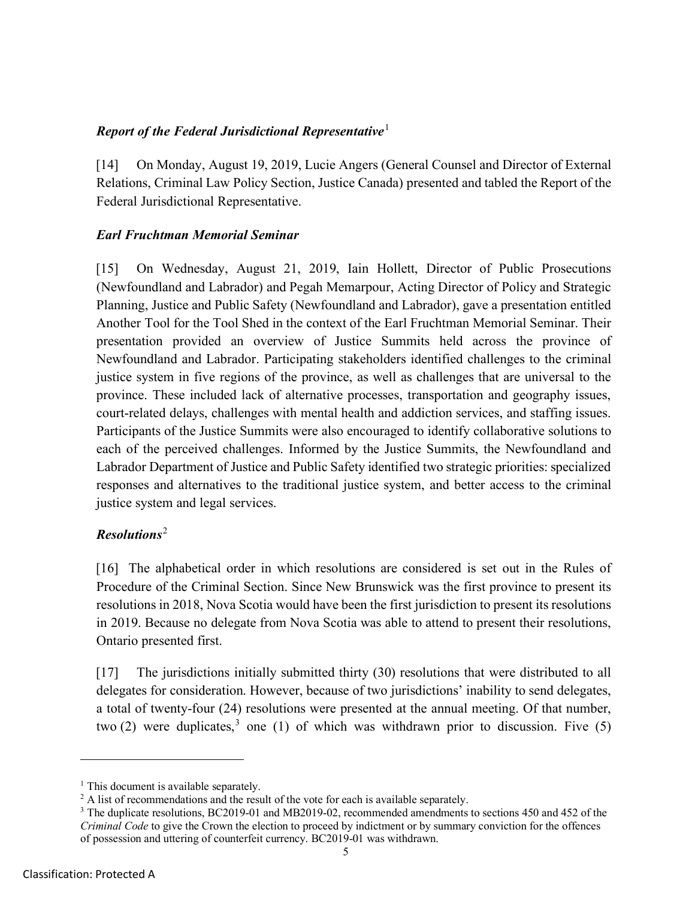### *Report of the Federal Jurisdictional Representative*[1]

[14] On Monday, August 19, 2019, Lucie Angers (General Counsel and Director of External Relations, Criminal Law Policy Section, Justice Canada) presented and tabled the Report of the Federal Jurisdictional Representative.

### *Earl Fruchtman Memorial Seminar*

[15] On Wednesday, August 21, 2019, Iain Hollett, Director of Public Prosecutions (Newfoundland and Labrador) and Pegah Memarpour, Acting Director of Policy and Strategic Planning, Justice and Public Safety (Newfoundland and Labrador), gave a presentation entitled Another Tool for the Tool Shed in the context of the Earl Fruchtman Memorial Seminar. Their presentation provided an overview of Justice Summits held across the province of Newfoundland and Labrador. Participating stakeholders identified challenges to the criminal justice system in five regions of the province, as well as challenges that are universal to the province. These included lack of alternative processes, transportation and geography issues, court-related delays, challenges with mental health and addiction services, and staffing issues. Participants of the Justice Summits were also encouraged to identify collaborative solutions to each of the perceived challenges. Informed by the Justice Summits, the Newfoundland and Labrador Department of Justice and Public Safety identified two strategic priorities: specialized responses and alternatives to the traditional justice system, and better access to the criminal justice system and legal services.

### *Resolutions*[2]

[16] The alphabetical order in which resolutions are considered is set out in the Rules of Procedure of the Criminal Section. Since New Brunswick was the first province to present its resolutions in 2018, Nova Scotia would have been the first jurisdiction to present its resolutions in 2019. Because no delegate from Nova Scotia was able to attend to present their resolutions, Ontario presented first.

[17] The jurisdictions initially submitted thirty (30) resolutions that were distributed to all delegates for consideration. However, because of two jurisdictions' inability to send delegates, a total of twenty-four (24) resolutions were presented at the annual meeting. Of that number, two (2) were duplicates,[3] one (1) of which was withdrawn prior to discussion. Five (5)

---

[1] This document is available separately.

[2] A list of recommendations and the result of the vote for each is available separately.

[3] The duplicate resolutions, BC2019-01 and MB2019-02, recommended amendments to sections 450 and 452 of the *Criminal Code* to give the Crown the election to proceed by indictment or by summary conviction for the offences of possession and uttering of counterfeit currency. BC2019-01 was withdrawn.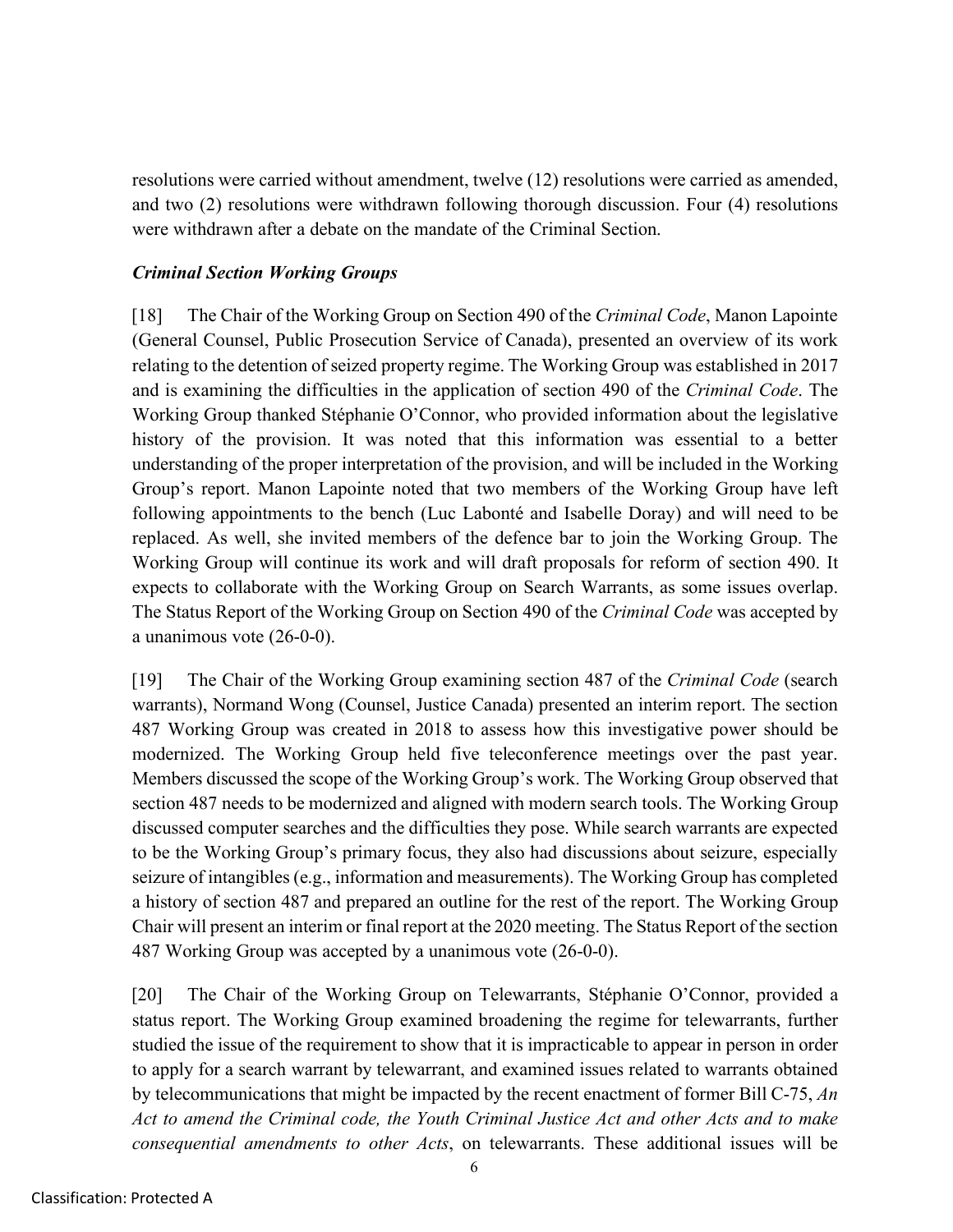resolutions were carried without amendment, twelve (12) resolutions were carried as amended, and two (2) resolutions were withdrawn following thorough discussion. Four (4) resolutions were withdrawn after a debate on the mandate of the Criminal Section.

### *Criminal Section Working Groups*

[18] The Chair of the Working Group on Section 490 of the *Criminal Code*, Manon Lapointe (General Counsel, Public Prosecution Service of Canada), presented an overview of its work relating to the detention of seized property regime. The Working Group was established in 2017 and is examining the difficulties in the application of section 490 of the *Criminal Code*. The Working Group thanked Stéphanie O'Connor, who provided information about the legislative history of the provision. It was noted that this information was essential to a better understanding of the proper interpretation of the provision, and will be included in the Working Group's report. Manon Lapointe noted that two members of the Working Group have left following appointments to the bench (Luc Labonté and Isabelle Doray) and will need to be replaced. As well, she invited members of the defence bar to join the Working Group. The Working Group will continue its work and will draft proposals for reform of section 490. It expects to collaborate with the Working Group on Search Warrants, as some issues overlap. The Status Report of the Working Group on Section 490 of the *Criminal Code* was accepted by a unanimous vote (26-0-0).

[19] The Chair of the Working Group examining section 487 of the *Criminal Code* (search warrants), Normand Wong (Counsel, Justice Canada) presented an interim report. The section 487 Working Group was created in 2018 to assess how this investigative power should be modernized. The Working Group held five teleconference meetings over the past year. Members discussed the scope of the Working Group's work. The Working Group observed that section 487 needs to be modernized and aligned with modern search tools. The Working Group discussed computer searches and the difficulties they pose. While search warrants are expected to be the Working Group's primary focus, they also had discussions about seizure, especially seizure of intangibles (e.g., information and measurements). The Working Group has completed a history of section 487 and prepared an outline for the rest of the report. The Working Group Chair will present an interim or final report at the 2020 meeting. The Status Report of the section 487 Working Group was accepted by a unanimous vote (26-0-0).

[20] The Chair of the Working Group on Telewarrants, Stéphanie O'Connor, provided a status report. The Working Group examined broadening the regime for telewarrants, further studied the issue of the requirement to show that it is impracticable to appear in person in order to apply for a search warrant by telewarrant, and examined issues related to warrants obtained by telecommunications that might be impacted by the recent enactment of former Bill C-75, *An Act to amend the Criminal code, the Youth Criminal Justice Act and other Acts and to make consequential amendments to other Acts*, on telewarrants. These additional issues will be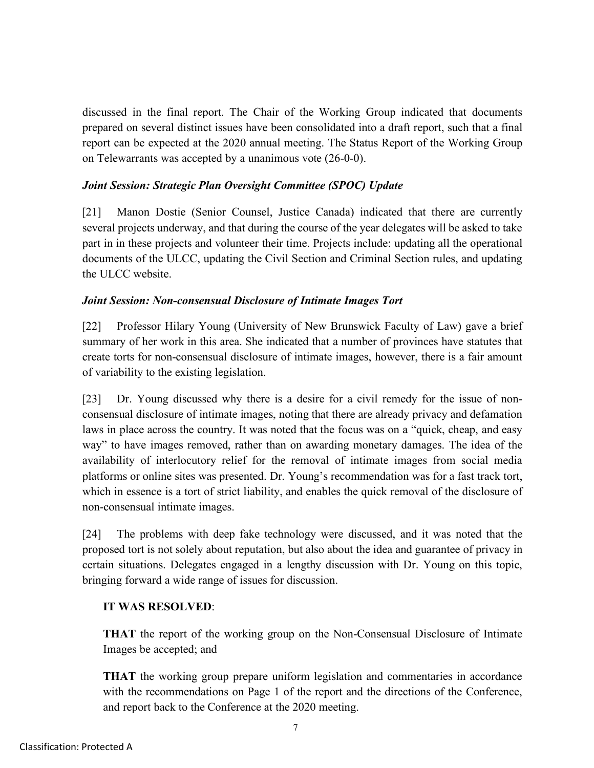discussed in the final report. The Chair of the Working Group indicated that documents prepared on several distinct issues have been consolidated into a draft report, such that a final report can be expected at the 2020 annual meeting. The Status Report of the Working Group on Telewarrants was accepted by a unanimous vote (26-0-0).

***Joint Session: Strategic Plan Oversight Committee (SPOC) Update***

[21] Manon Dostie (Senior Counsel, Justice Canada) indicated that there are currently several projects underway, and that during the course of the year delegates will be asked to take part in in these projects and volunteer their time. Projects include: updating all the operational documents of the ULCC, updating the Civil Section and Criminal Section rules, and updating the ULCC website.

***Joint Session: Non-consensual Disclosure of Intimate Images Tort***

[22] Professor Hilary Young (University of New Brunswick Faculty of Law) gave a brief summary of her work in this area. She indicated that a number of provinces have statutes that create torts for non-consensual disclosure of intimate images, however, there is a fair amount of variability to the existing legislation.

[23] Dr. Young discussed why there is a desire for a civil remedy for the issue of non-consensual disclosure of intimate images, noting that there are already privacy and defamation laws in place across the country. It was noted that the focus was on a "quick, cheap, and easy way" to have images removed, rather than on awarding monetary damages. The idea of the availability of interlocutory relief for the removal of intimate images from social media platforms or online sites was presented. Dr. Young's recommendation was for a fast track tort, which in essence is a tort of strict liability, and enables the quick removal of the disclosure of non-consensual intimate images.

[24] The problems with deep fake technology were discussed, and it was noted that the proposed tort is not solely about reputation, but also about the idea and guarantee of privacy in certain situations. Delegates engaged in a lengthy discussion with Dr. Young on this topic, bringing forward a wide range of issues for discussion.

**IT WAS RESOLVED**:

**THAT** the report of the working group on the Non-Consensual Disclosure of Intimate Images be accepted; and

**THAT** the working group prepare uniform legislation and commentaries in accordance with the recommendations on Page 1 of the report and the directions of the Conference, and report back to the Conference at the 2020 meeting.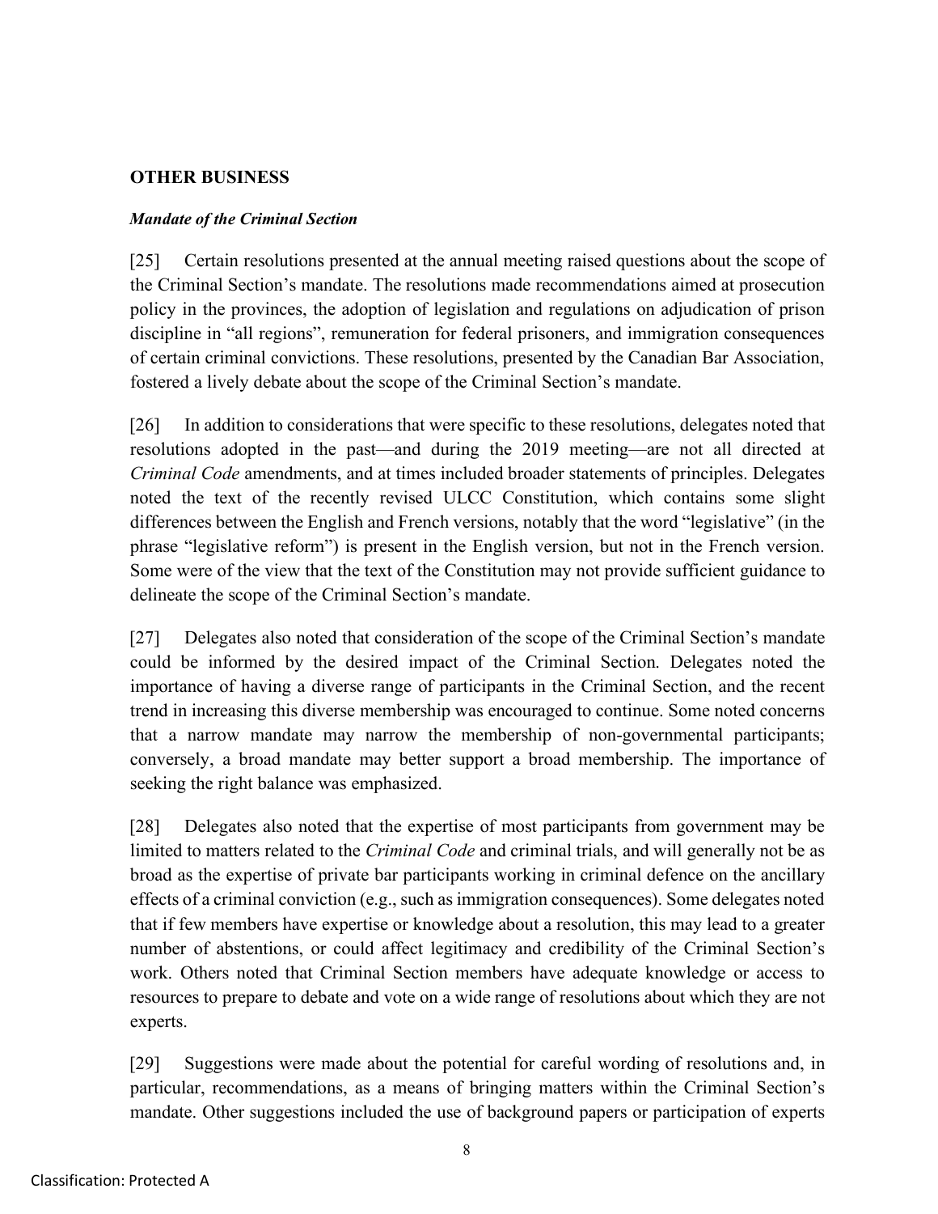## OTHER BUSINESS

### *Mandate of the Criminal Section*

[25] Certain resolutions presented at the annual meeting raised questions about the scope of the Criminal Section's mandate. The resolutions made recommendations aimed at prosecution policy in the provinces, the adoption of legislation and regulations on adjudication of prison discipline in "all regions", remuneration for federal prisoners, and immigration consequences of certain criminal convictions. These resolutions, presented by the Canadian Bar Association, fostered a lively debate about the scope of the Criminal Section's mandate.

[26] In addition to considerations that were specific to these resolutions, delegates noted that resolutions adopted in the past—and during the 2019 meeting—are not all directed at *Criminal Code* amendments, and at times included broader statements of principles. Delegates noted the text of the recently revised ULCC Constitution, which contains some slight differences between the English and French versions, notably that the word "legislative" (in the phrase "legislative reform") is present in the English version, but not in the French version. Some were of the view that the text of the Constitution may not provide sufficient guidance to delineate the scope of the Criminal Section's mandate.

[27] Delegates also noted that consideration of the scope of the Criminal Section's mandate could be informed by the desired impact of the Criminal Section. Delegates noted the importance of having a diverse range of participants in the Criminal Section, and the recent trend in increasing this diverse membership was encouraged to continue. Some noted concerns that a narrow mandate may narrow the membership of non-governmental participants; conversely, a broad mandate may better support a broad membership. The importance of seeking the right balance was emphasized.

[28] Delegates also noted that the expertise of most participants from government may be limited to matters related to the *Criminal Code* and criminal trials, and will generally not be as broad as the expertise of private bar participants working in criminal defence on the ancillary effects of a criminal conviction (e.g., such as immigration consequences). Some delegates noted that if few members have expertise or knowledge about a resolution, this may lead to a greater number of abstentions, or could affect legitimacy and credibility of the Criminal Section's work. Others noted that Criminal Section members have adequate knowledge or access to resources to prepare to debate and vote on a wide range of resolutions about which they are not experts.

[29] Suggestions were made about the potential for careful wording of resolutions and, in particular, recommendations, as a means of bringing matters within the Criminal Section's mandate. Other suggestions included the use of background papers or participation of experts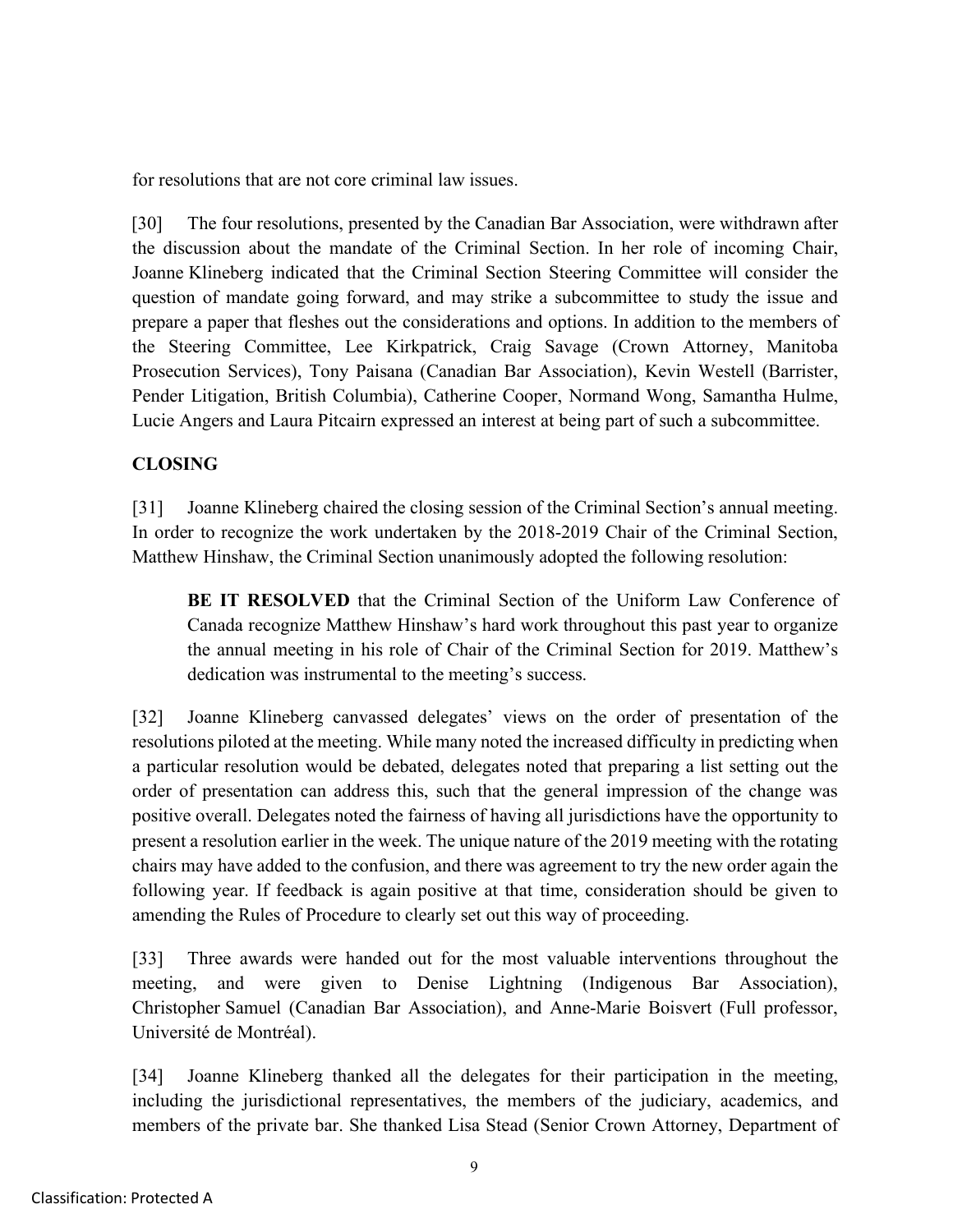for resolutions that are not core criminal law issues.

[30] The four resolutions, presented by the Canadian Bar Association, were withdrawn after the discussion about the mandate of the Criminal Section. In her role of incoming Chair, Joanne Klineberg indicated that the Criminal Section Steering Committee will consider the question of mandate going forward, and may strike a subcommittee to study the issue and prepare a paper that fleshes out the considerations and options. In addition to the members of the Steering Committee, Lee Kirkpatrick, Craig Savage (Crown Attorney, Manitoba Prosecution Services), Tony Paisana (Canadian Bar Association), Kevin Westell (Barrister, Pender Litigation, British Columbia), Catherine Cooper, Normand Wong, Samantha Hulme, Lucie Angers and Laura Pitcairn expressed an interest at being part of such a subcommittee.

## CLOSING

[31] Joanne Klineberg chaired the closing session of the Criminal Section's annual meeting. In order to recognize the work undertaken by the 2018-2019 Chair of the Criminal Section, Matthew Hinshaw, the Criminal Section unanimously adopted the following resolution:

> **BE IT RESOLVED** that the Criminal Section of the Uniform Law Conference of Canada recognize Matthew Hinshaw's hard work throughout this past year to organize the annual meeting in his role of Chair of the Criminal Section for 2019. Matthew's dedication was instrumental to the meeting's success.

[32] Joanne Klineberg canvassed delegates' views on the order of presentation of the resolutions piloted at the meeting. While many noted the increased difficulty in predicting when a particular resolution would be debated, delegates noted that preparing a list setting out the order of presentation can address this, such that the general impression of the change was positive overall. Delegates noted the fairness of having all jurisdictions have the opportunity to present a resolution earlier in the week. The unique nature of the 2019 meeting with the rotating chairs may have added to the confusion, and there was agreement to try the new order again the following year. If feedback is again positive at that time, consideration should be given to amending the Rules of Procedure to clearly set out this way of proceeding.

[33] Three awards were handed out for the most valuable interventions throughout the meeting, and were given to Denise Lightning (Indigenous Bar Association), Christopher Samuel (Canadian Bar Association), and Anne-Marie Boisvert (Full professor, Université de Montréal).

[34] Joanne Klineberg thanked all the delegates for their participation in the meeting, including the jurisdictional representatives, the members of the judiciary, academics, and members of the private bar. She thanked Lisa Stead (Senior Crown Attorney, Department of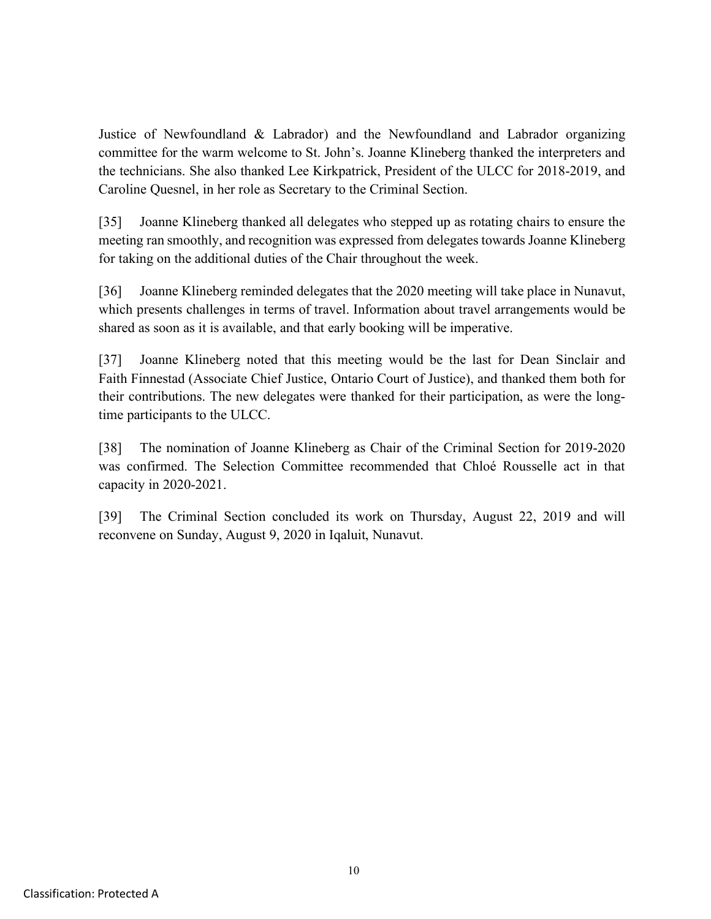Justice of Newfoundland & Labrador) and the Newfoundland and Labrador organizing committee for the warm welcome to St. John's. Joanne Klineberg thanked the interpreters and the technicians. She also thanked Lee Kirkpatrick, President of the ULCC for 2018-2019, and Caroline Quesnel, in her role as Secretary to the Criminal Section.

[35] Joanne Klineberg thanked all delegates who stepped up as rotating chairs to ensure the meeting ran smoothly, and recognition was expressed from delegates towards Joanne Klineberg for taking on the additional duties of the Chair throughout the week.

[36] Joanne Klineberg reminded delegates that the 2020 meeting will take place in Nunavut, which presents challenges in terms of travel. Information about travel arrangements would be shared as soon as it is available, and that early booking will be imperative.

[37] Joanne Klineberg noted that this meeting would be the last for Dean Sinclair and Faith Finnestad (Associate Chief Justice, Ontario Court of Justice), and thanked them both for their contributions. The new delegates were thanked for their participation, as were the long-time participants to the ULCC.

[38] The nomination of Joanne Klineberg as Chair of the Criminal Section for 2019-2020 was confirmed. The Selection Committee recommended that Chloé Rousselle act in that capacity in 2020-2021.

[39] The Criminal Section concluded its work on Thursday, August 22, 2019 and will reconvene on Sunday, August 9, 2020 in Iqaluit, Nunavut.

Classification: Protected A